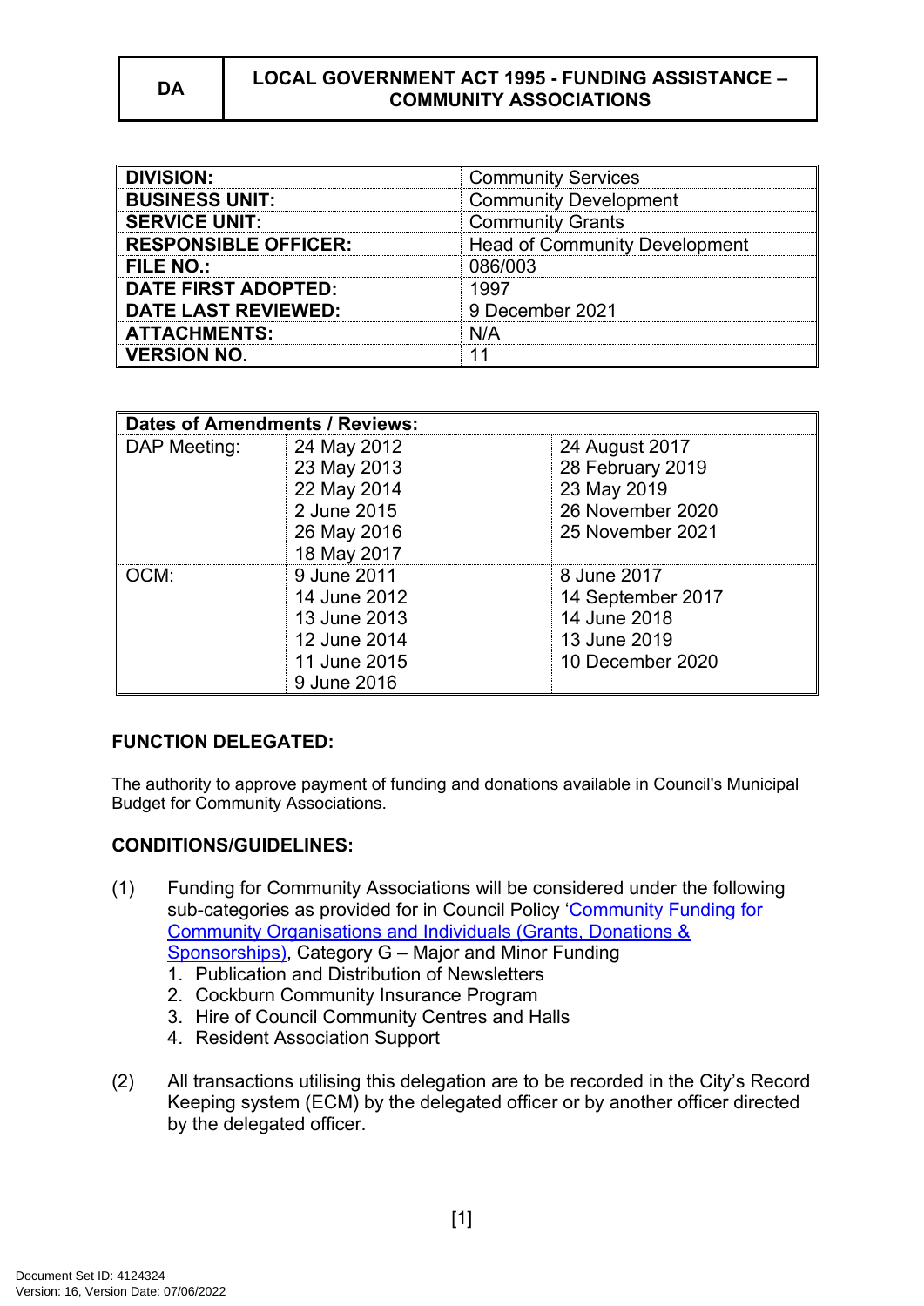| DA | LOCAL GOVERNMENT ACT 1995 - FUNDING ASSISTANCE – COMMUNITY ASSOCIATIONS |
|---|---|

| | |
|---|---|
| **DIVISION:** | Community Services |
| **BUSINESS UNIT:** | Community Development |
| **SERVICE UNIT:** | Community Grants |
| **RESPONSIBLE OFFICER:** | Head of Community Development |
| **FILE NO.:** | 086/003 |
| **DATE FIRST ADOPTED:** | 1997 |
| **DATE LAST REVIEWED:** | 9 December 2021 |
| **ATTACHMENTS:** | N/A |
| **VERSION NO.** | 11 |

| **Dates of Amendments / Reviews:** | | |
|---|---|---|
| DAP Meeting: | 24 May 2012<br>23 May 2013<br>22 May 2014<br>2 June 2015<br>26 May 2016<br>18 May 2017 | 24 August 2017<br>28 February 2019<br>23 May 2019<br>26 November 2020<br>25 November 2021 |
| OCM: | 9 June 2011<br>14 June 2012<br>13 June 2013<br>12 June 2014<br>11 June 2015<br>9 June 2016 | 8 June 2017<br>14 September 2017<br>14 June 2018<br>13 June 2019<br>10 December 2020 |

## FUNCTION DELEGATED:

The authority to approve payment of funding and donations available in Council's Municipal Budget for Community Associations.

## CONDITIONS/GUIDELINES:

(1) Funding for Community Associations will be considered under the following sub-categories as provided for in Council Policy 'Community Funding for Community Organisations and Individuals (Grants, Donations & Sponsorships), Category G – Major and Minor Funding
   1. Publication and Distribution of Newsletters
   2. Cockburn Community Insurance Program
   3. Hire of Council Community Centres and Halls
   4. Resident Association Support

(2) All transactions utilising this delegation are to be recorded in the City's Record Keeping system (ECM) by the delegated officer or by another officer directed by the delegated officer.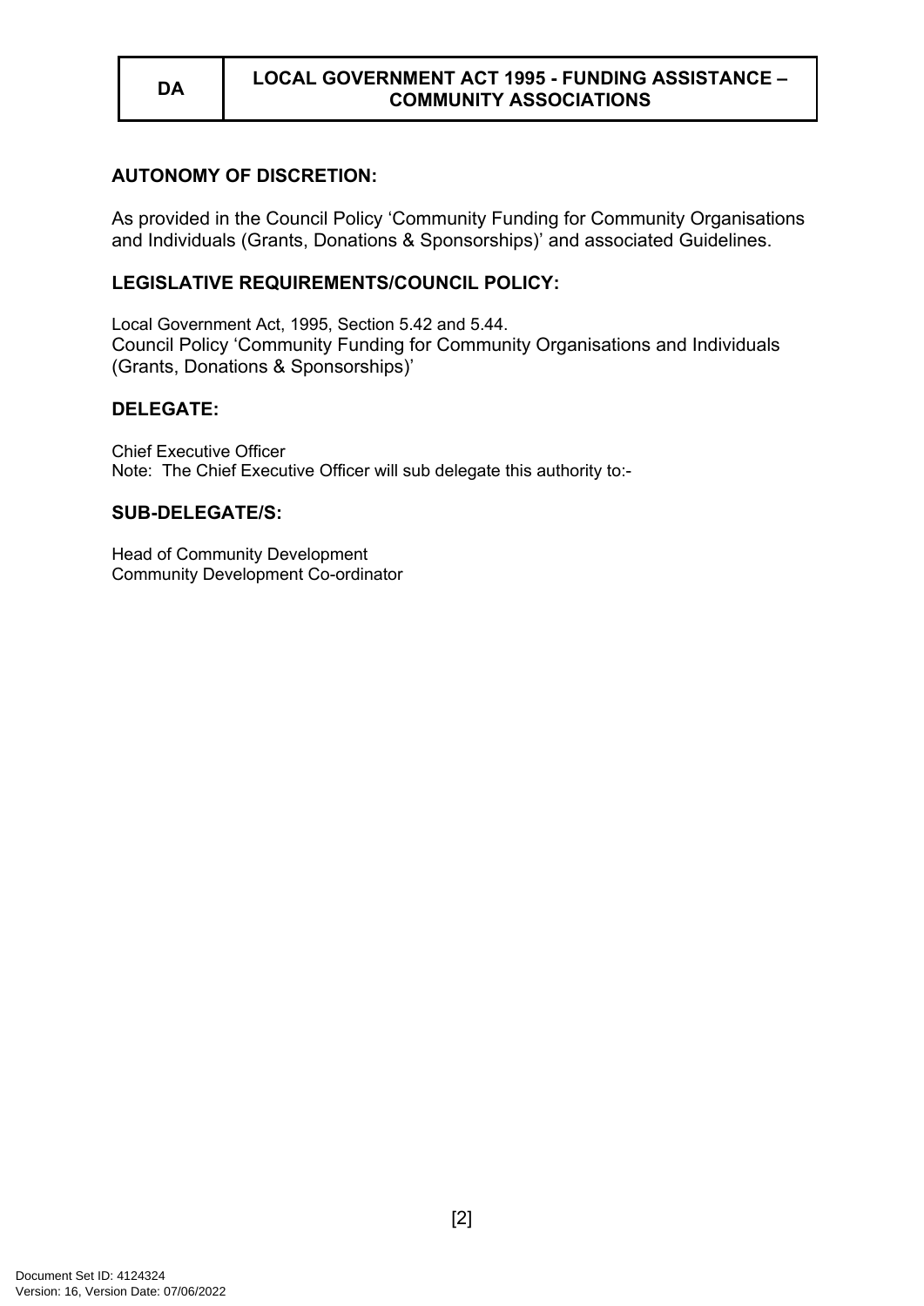| DA | LOCAL GOVERNMENT ACT 1995 - FUNDING ASSISTANCE – COMMUNITY ASSOCIATIONS |
|---|---|

**AUTONOMY OF DISCRETION:**

As provided in the Council Policy 'Community Funding for Community Organisations and Individuals (Grants, Donations & Sponsorships)' and associated Guidelines.

**LEGISLATIVE REQUIREMENTS/COUNCIL POLICY:**

Local Government Act, 1995, Section 5.42 and 5.44.
Council Policy 'Community Funding for Community Organisations and Individuals (Grants, Donations & Sponsorships)'

**DELEGATE:**

Chief Executive Officer
Note: The Chief Executive Officer will sub delegate this authority to:-

**SUB-DELEGATE/S:**

Head of Community Development
Community Development Co-ordinator

Document Set ID: 4124324
Version: 16, Version Date: 07/06/2022